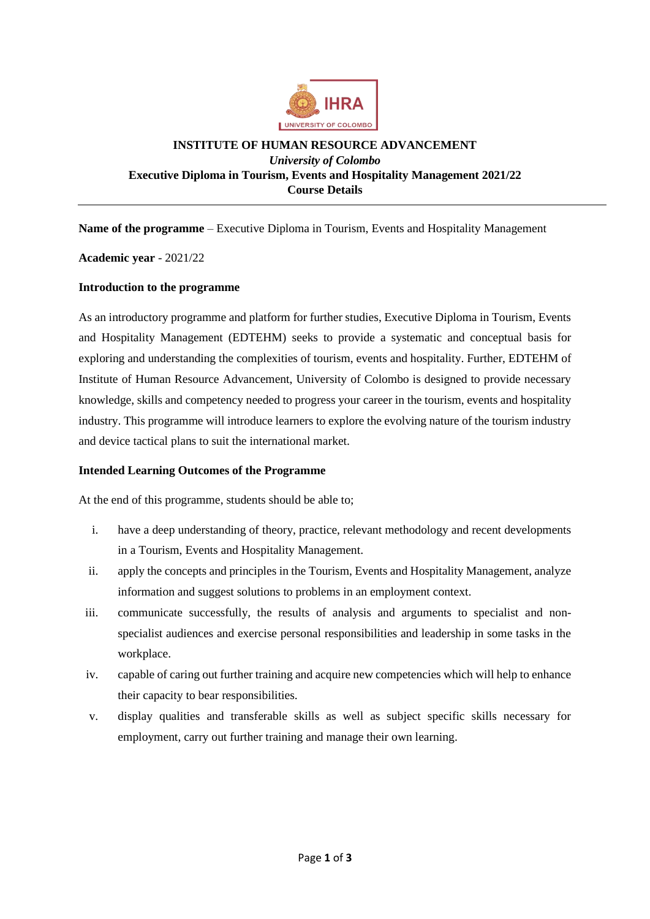**INSTITUTE OF HUMAN RESOURCE ADVANCEMENT**

*University of Colombo*

**Executive Diploma in Tourism, Events and Hospitality Management 2021/22**

**Course Details**

---

**Name of the programme** – Executive Diploma in Tourism, Events and Hospitality Management

**Academic year** - 2021/22

**Introduction to the programme**

As an introductory programme and platform for further studies, Executive Diploma in Tourism, Events and Hospitality Management (EDTEHM) seeks to provide a systematic and conceptual basis for exploring and understanding the complexities of tourism, events and hospitality. Further, EDTEHM of Institute of Human Resource Advancement, University of Colombo is designed to provide necessary knowledge, skills and competency needed to progress your career in the tourism, events and hospitality industry. This programme will introduce learners to explore the evolving nature of the tourism industry and device tactical plans to suit the international market.

**Intended Learning Outcomes of the Programme**

At the end of this programme, students should be able to;

i. have a deep understanding of theory, practice, relevant methodology and recent developments in a Tourism, Events and Hospitality Management.
ii. apply the concepts and principles in the Tourism, Events and Hospitality Management, analyze information and suggest solutions to problems in an employment context.
iii. communicate successfully, the results of analysis and arguments to specialist and non-specialist audiences and exercise personal responsibilities and leadership in some tasks in the workplace.
iv. capable of caring out further training and acquire new competencies which will help to enhance their capacity to bear responsibilities.
v. display qualities and transferable skills as well as subject specific skills necessary for employment, carry out further training and manage their own learning.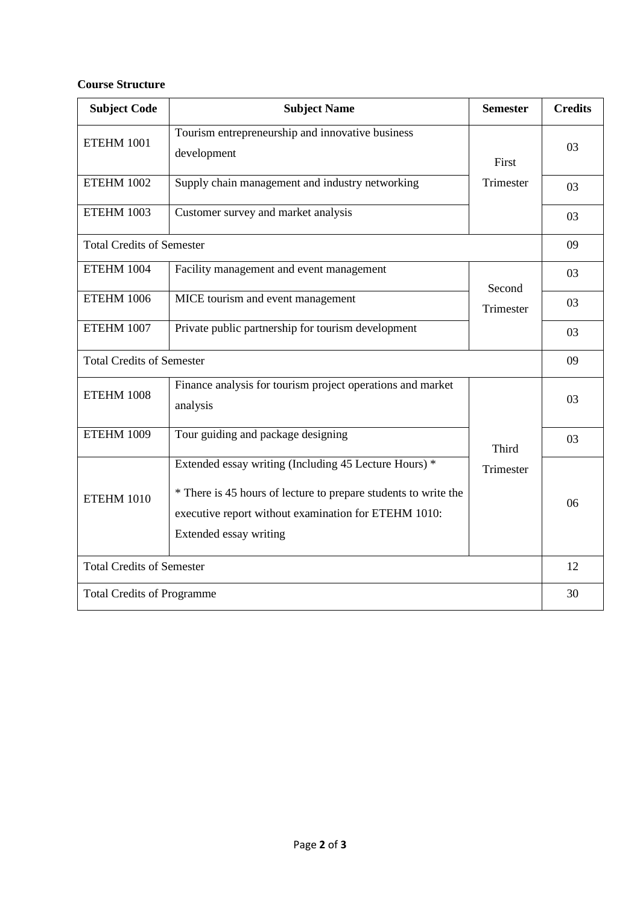**Course Structure**

| Subject Code | Subject Name | Semester | Credits |
|---|---|---|---|
| ETEHM 1001 | Tourism entrepreneurship and innovative business development | First Trimester | 03 |
| ETEHM 1002 | Supply chain management and industry networking | | 03 |
| ETEHM 1003 | Customer survey and market analysis | | 03 |
| Total Credits of Semester | | | 09 |
| ETEHM 1004 | Facility management and event management | Second Trimester | 03 |
| ETEHM 1006 | MICE tourism and event management | | 03 |
| ETEHM 1007 | Private public partnership for tourism development | | 03 |
| Total Credits of Semester | | | 09 |
| ETEHM 1008 | Finance analysis for tourism project operations and market analysis | Third Trimester | 03 |
| ETEHM 1009 | Tour guiding and package designing | | 03 |
| ETEHM 1010 | Extended essay writing (Including 45 Lecture Hours) * <br><br> * There is 45 hours of lecture to prepare students to write the executive report without examination for ETEHM 1010: Extended essay writing | | 06 |
| Total Credits of Semester | | | 12 |
| Total Credits of Programme | | | 30 |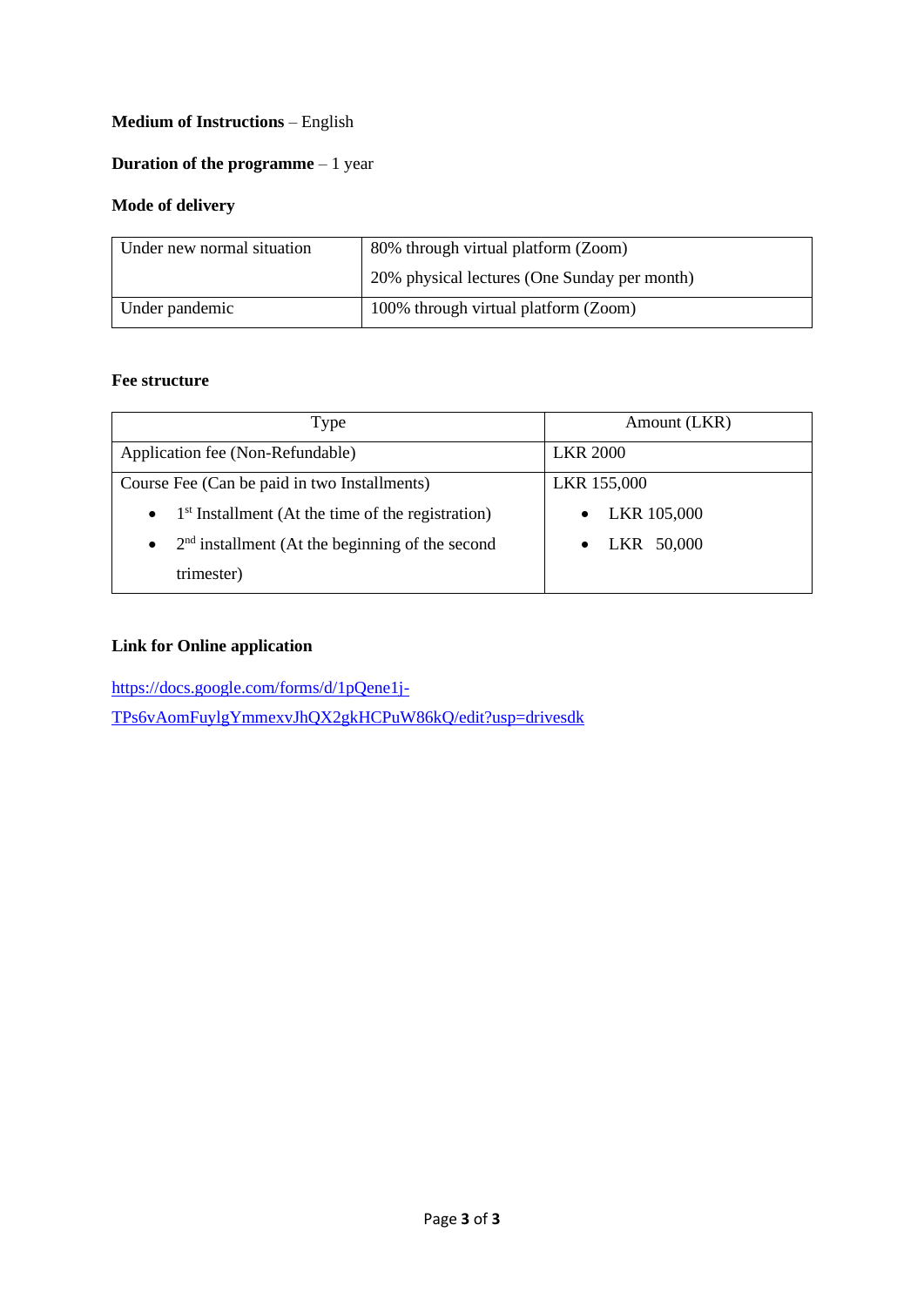**Medium of Instructions** – English

**Duration of the programme** – 1 year

**Mode of delivery**

| | |
|---|---|
| Under new normal situation | 80% through virtual platform (Zoom)<br>20% physical lectures (One Sunday per month) |
| Under pandemic | 100% through virtual platform (Zoom) |

**Fee structure**

| Type | Amount (LKR) |
|---|---|
| Application fee (Non-Refundable) | LKR 2000 |
| Course Fee (Can be paid in two Installments)<br>• 1st Installment (At the time of the registration)<br>• 2nd installment (At the beginning of the second trimester) | LKR 155,000<br>• LKR 105,000<br>• LKR 50,000 |

**Link for Online application**

https://docs.google.com/forms/d/1pQene1j-TPs6vAomFuylgYmmexvJhQX2gkHCPuW86kQ/edit?usp=drivesdk